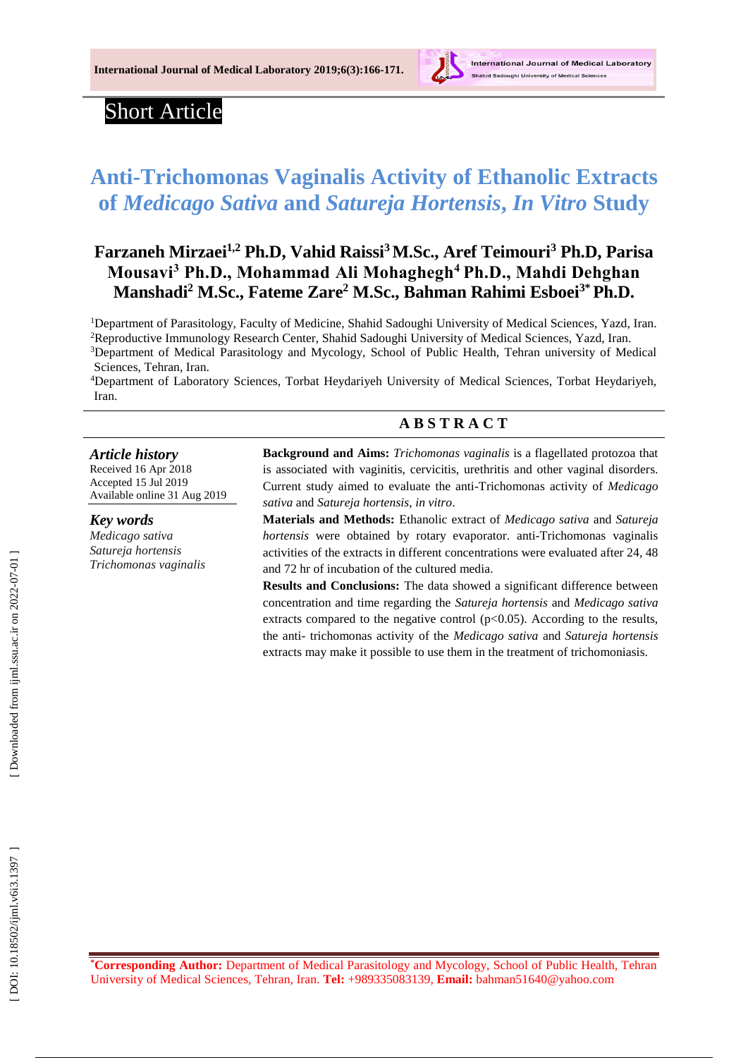Short Article

# Anti-Trichomonas Vaginalis Activity of Ethanolic Extracts of *Medicago Sativa* and *Satureja Hortensis*, *In Vitro* Study

**Farzaneh Mirzaei[1,2] Ph.D, Vahid Raissi[3] M.Sc., Aref Teimouri[3] Ph.D, Parisa Mousavi[3] Ph.D., Mohammad Ali Mohaghegh[4] Ph.D., Mahdi Dehghan Manshadi[2] M.Sc., Fateme Zare[2] M.Sc., Bahman Rahimi Esboei[3*] Ph.D.**

[1]Department of Parasitology, Faculty of Medicine, Shahid Sadoughi University of Medical Sciences, Yazd, Iran.
[2]Reproductive Immunology Research Center, Shahid Sadoughi University of Medical Sciences, Yazd, Iran.
[3]Department of Medical Parasitology and Mycology, School of Public Health, Tehran university of Medical Sciences, Tehran, Iran.
[4]Department of Laboratory Sciences, Torbat Heydariyeh University of Medical Sciences, Torbat Heydariyeh, Iran.

***Article history***
Received 16 Apr 2018
Accepted 15 Jul 2019
Available online 31 Aug 2019

***Key words***
*Medicago sativa*
*Satureja hortensis*
*Trichomonas vaginalis*

## ABSTRACT

**Background and Aims:** *Trichomonas vaginalis* is a flagellated protozoa that is associated with vaginitis, cervicitis, urethritis and other vaginal disorders. Current study aimed to evaluate the anti-Trichomonas activity of *Medicago sativa* and *Satureja hortensis*, *in vitro*.

**Materials and Methods:** Ethanolic extract of *Medicago sativa* and *Satureja hortensis* were obtained by rotary evaporator. anti-Trichomonas vaginalis activities of the extracts in different concentrations were evaluated after 24, 48 and 72 hr of incubation of the cultured media.

**Results and Conclusions:** The data showed a significant difference between concentration and time regarding the *Satureja hortensis* and *Medicago sativa* extracts compared to the negative control ($p<0.05$). According to the results, the anti- trichomonas activity of the *Medicago sativa* and *Satureja hortensis* extracts may make it possible to use them in the treatment of trichomoniasis.

***Corresponding Author:** Department of Medical Parasitology and Mycology, School of Public Health, Tehran University of Medical Sciences, Tehran, Iran. **Tel:** +989335083139, **Email:** bahman51640@yahoo.com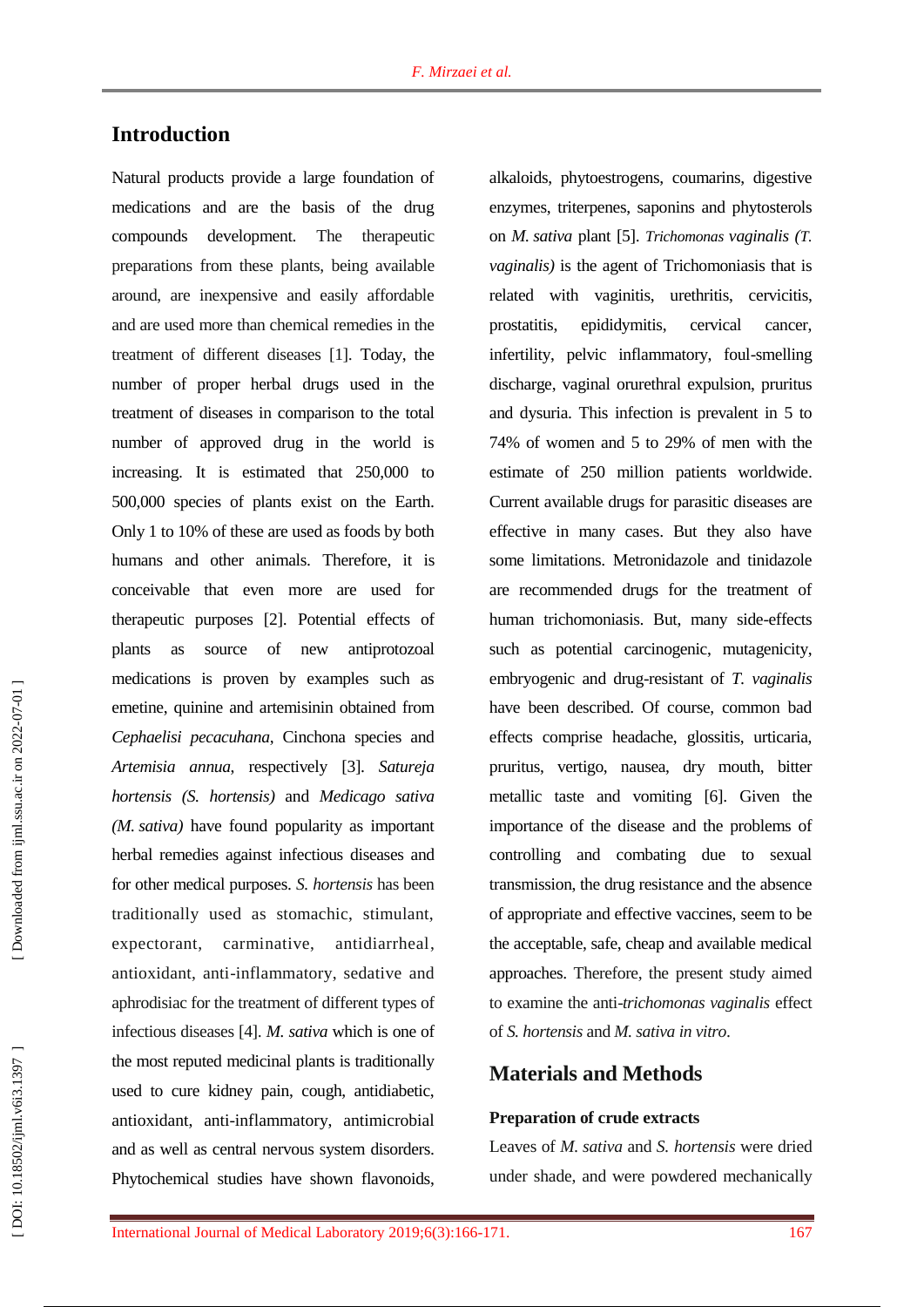## Introduction

Natural products provide a large foundation of medications and are the basis of the drug compounds development. The therapeutic preparations from these plants, being available around, are inexpensive and easily affordable and are used more than chemical remedies in the treatment of different diseases [1]. Today, the number of proper herbal drugs used in the treatment of diseases in comparison to the total number of approved drug in the world is increasing. It is estimated that 250,000 to 500,000 species of plants exist on the Earth. Only 1 to 10% of these are used as foods by both humans and other animals. Therefore, it is conceivable that even more are used for therapeutic purposes [2]. Potential effects of plants as source of new antiprotozoal medications is proven by examples such as emetine, quinine and artemisinin obtained from *Cephaelisi pecacuhana*, Cinchona species and *Artemisia annua*, respectively [3]. *Satureja hortensis (S. hortensis)* and *Medicago sativa (M. sativa)* have found popularity as important herbal remedies against infectious diseases and for other medical purposes. *S. hortensis* has been traditionally used as stomachic, stimulant, expectorant, carminative, antidiarrheal, antioxidant, anti-inflammatory, sedative and aphrodisiac for the treatment of different types of infectious diseases [4]. *M. sativa* which is one of the most reputed medicinal plants is traditionally used to cure kidney pain, cough, antidiabetic, antioxidant, anti-inflammatory, antimicrobial and as well as central nervous system disorders. Phytochemical studies have shown flavonoids, alkaloids, phytoestrogens, coumarins, digestive enzymes, triterpenes, saponins and phytosterols on *M. sativa* plant [5]. *Trichomonas vaginalis (T. vaginalis)* is the agent of Trichomoniasis that is related with vaginitis, urethritis, cervicitis, prostatitis, epididymitis, cervical cancer, infertility, pelvic inflammatory, foul-smelling discharge, vaginal orurethral expulsion, pruritus and dysuria. This infection is prevalent in 5 to 74% of women and 5 to 29% of men with the estimate of 250 million patients worldwide. Current available drugs for parasitic diseases are effective in many cases. But they also have some limitations. Metronidazole and tinidazole are recommended drugs for the treatment of human trichomoniasis. But, many side-effects such as potential carcinogenic, mutagenicity, embryogenic and drug-resistant of *T. vaginalis* have been described. Of course, common bad effects comprise headache, glossitis, urticaria, pruritus, vertigo, nausea, dry mouth, bitter metallic taste and vomiting [6]. Given the importance of the disease and the problems of controlling and combating due to sexual transmission, the drug resistance and the absence of appropriate and effective vaccines, seem to be the acceptable, safe, cheap and available medical approaches. Therefore, the present study aimed to examine the anti-*trichomonas vaginalis* effect of *S. hortensis* and *M. sativa in vitro*.

## Materials and Methods

### Preparation of crude extracts

Leaves of *M. sativa* and *S. hortensis* were dried under shade, and were powdered mechanically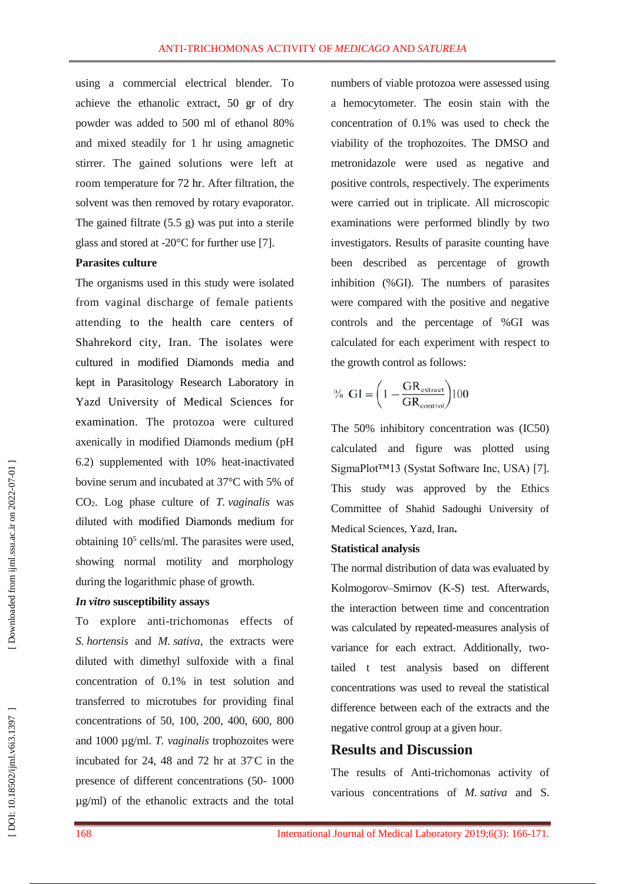using a commercial electrical blender. To achieve the ethanolic extract, 50 gr of dry powder was added to 500 ml of ethanol 80% and mixed steadily for 1 hr using amagnetic stirrer. The gained solutions were left at room temperature for 72 hr. After filtration, the solvent was then removed by rotary evaporator. The gained filtrate (5.5 g) was put into a sterile glass and stored at -20°C for further use [7].

**Parasites culture**

The organisms used in this study were isolated from vaginal discharge of female patients attending to the health care centers of Shahrekord city, Iran. The isolates were cultured in modified Diamonds media and kept in Parasitology Research Laboratory in Yazd University of Medical Sciences for examination. The protozoa were cultured axenically in modified Diamonds medium (pH 6.2) supplemented with 10% heat-inactivated bovine serum and incubated at 37°C with 5% of $CO_2$. Log phase culture of *T. vaginalis* was diluted with modified Diamonds medium for obtaining $10^5$ cells/ml. The parasites were used, showing normal motility and morphology during the logarithmic phase of growth.

***In vitro* susceptibility assays**

To explore anti-trichomonas effects of *S. hortensis* and *M. sativa*, the extracts were diluted with dimethyl sulfoxide with a final concentration of 0.1% in test solution and transferred to microtubes for providing final concentrations of 50, 100, 200, 400, 600, 800 and 1000 µg/ml. *T. vaginalis* trophozoites were incubated for 24, 48 and 72 hr at 37°C in the presence of different concentrations (50- 1000 µg/ml) of the ethanolic extracts and the total numbers of viable protozoa were assessed using a hemocytometer. The eosin stain with the concentration of 0.1% was used to check the viability of the trophozoites. The DMSO and metronidazole were used as negative and positive controls, respectively. The experiments were carried out in triplicate. All microscopic examinations were performed blindly by two investigators. Results of parasite counting have been described as percentage of growth inhibition (%GI). The numbers of parasites were compared with the positive and negative controls and the percentage of %GI was calculated for each experiment with respect to the growth control as follows:

$$\%\ \mathrm{GI} = \left(1 - \frac{\mathrm{GR}_{\mathrm{extract}}}{\mathrm{GR}_{\mathrm{control}}}\right)100$$

The 50% inhibitory concentration was (IC50) calculated and figure was plotted using SigmaPlot™13 (Systat Software Inc, USA) [7]. This study was approved by the Ethics Committee of Shahid Sadoughi University of Medical Sciences, Yazd, Iran**.**

**Statistical analysis**

The normal distribution of data was evaluated by Kolmogorov–Smirnov (K-S) test. Afterwards, the interaction between time and concentration was calculated by repeated-measures analysis of variance for each extract. Additionally, two-tailed t test analysis based on different concentrations was used to reveal the statistical difference between each of the extracts and the negative control group at a given hour.

## Results and Discussion

The results of Anti-trichomonas activity of various concentrations of *M. sativa* and S.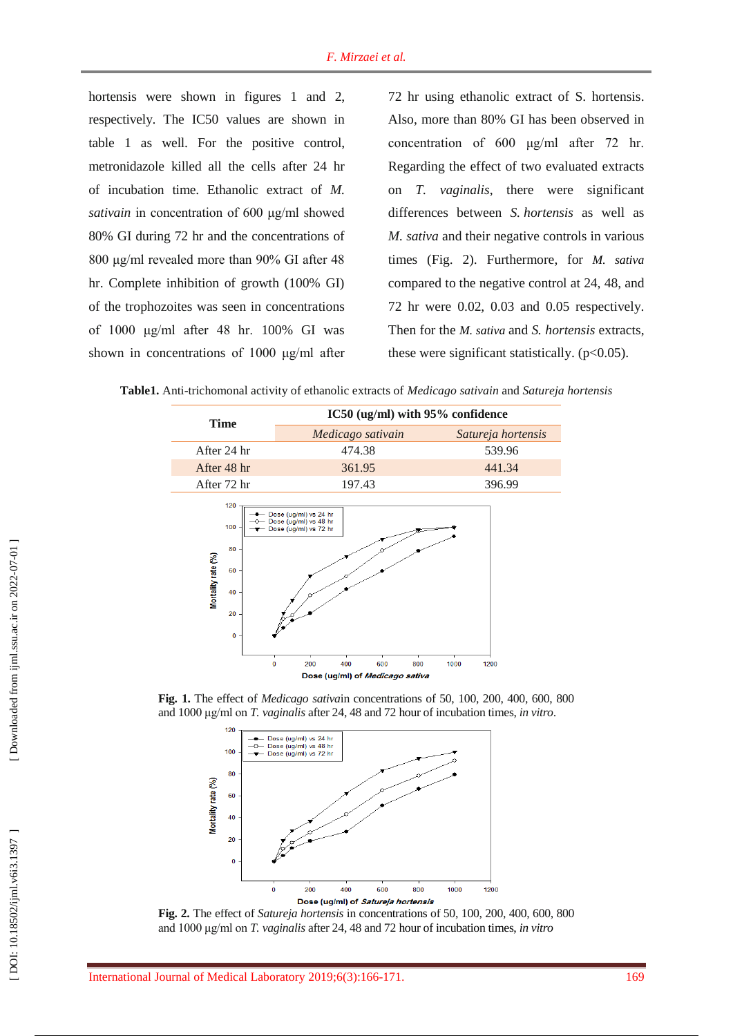hortensis were shown in figures 1 and 2, respectively. The IC50 values are shown in table 1 as well. For the positive control, metronidazole killed all the cells after 24 hr of incubation time. Ethanolic extract of *M. sativain* in concentration of 600 µg/ml showed 80% GI during 72 hr and the concentrations of 800 µg/ml revealed more than 90% GI after 48 hr. Complete inhibition of growth (100% GI) of the trophozoites was seen in concentrations of 1000 µg/ml after 48 hr. 100% GI was shown in concentrations of 1000 µg/ml after 72 hr using ethanolic extract of S. hortensis. Also, more than 80% GI has been observed in concentration of 600 µg/ml after 72 hr. Regarding the effect of two evaluated extracts on *T. vaginalis*, there were significant differences between *S. hortensis* as well as *M. sativa* and their negative controls in various times (Fig. 2). Furthermore, for *M. sativa* compared to the negative control at 24, 48, and 72 hr were 0.02, 0.03 and 0.05 respectively. Then for the *M. sativa* and *S. hortensis* extracts, these were significant statistically. ($p<0.05$).

**Table1.** Anti-trichomonal activity of ethanolic extracts of *Medicago sativain* and *Satureja hortensis*

| Time | IC50 (ug/ml) with 95% confidence | |
|---|---|---|
| | *Medicago sativain* | *Satureja hortensis* |
| After 24 hr | 474.38 | 539.96 |
| After 48 hr | 361.95 | 441.34 |
| After 72 hr | 197.43 | 396.99 |

**Fig. 1.** The effect of *Medicago sativa*in concentrations of 50, 100, 200, 400, 600, 800 and 1000 µg/ml on *T. vaginalis* after 24, 48 and 72 hour of incubation times, *in vitro*.

**Fig. 2.** The effect of *Satureja hortensis* in concentrations of 50, 100, 200, 400, 600, 800 and 1000 µg/ml on *T. vaginalis* after 24, 48 and 72 hour of incubation times, *in vitro*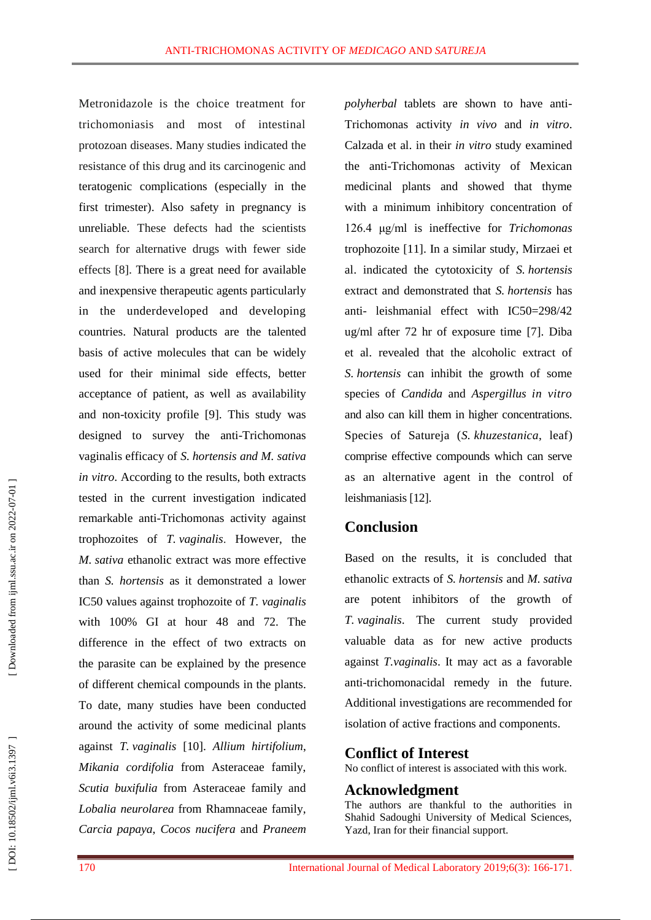Metronidazole is the choice treatment for trichomoniasis and most of intestinal protozoan diseases. Many studies indicated the resistance of this drug and its carcinogenic and teratogenic complications (especially in the first trimester). Also safety in pregnancy is unreliable. These defects had the scientists search for alternative drugs with fewer side effects [8]. There is a great need for available and inexpensive therapeutic agents particularly in the underdeveloped and developing countries. Natural products are the talented basis of active molecules that can be widely used for their minimal side effects, better acceptance of patient, as well as availability and non-toxicity profile [9]. This study was designed to survey the anti-Trichomonas vaginalis efficacy of *S. hortensis and M. sativa in vitro*. According to the results, both extracts tested in the current investigation indicated remarkable anti-Trichomonas activity against trophozoites of *T. vaginalis*. However, the *M. sativa* ethanolic extract was more effective than *S. hortensis* as it demonstrated a lower IC50 values against trophozoite of *T. vaginalis* with 100% GI at hour 48 and 72. The difference in the effect of two extracts on the parasite can be explained by the presence of different chemical compounds in the plants. To date, many studies have been conducted around the activity of some medicinal plants against *T. vaginalis* [10]. *Allium hirtifolium*, *Mikania cordifolia* from Asteraceae family, *Scutia buxifulia* from Asteraceae family and *Lobalia neurolarea* from Rhamnaceae family, *Carcia papaya*, *Cocos nucifera* and *Praneem polyherbal* tablets are shown to have anti-Trichomonas activity *in vivo* and *in vitro*. Calzada et al. in their *in vitro* study examined the anti-Trichomonas activity of Mexican medicinal plants and showed that thyme with a minimum inhibitory concentration of 126.4 μg/ml is ineffective for *Trichomonas* trophozoite [11]. In a similar study, Mirzaei et al. indicated the cytotoxicity of *S. hortensis* extract and demonstrated that *S. hortensis* has anti- leishmanial effect with IC50=298/42 ug/ml after 72 hr of exposure time [7]. Diba et al. revealed that the alcoholic extract of *S. hortensis* can inhibit the growth of some species of *Candida* and *Aspergillus in vitro* and also can kill them in higher concentrations. Species of Satureja (*S. khuzestanica*, leaf) comprise effective compounds which can serve as an alternative agent in the control of leishmaniasis [12].

## Conclusion

Based on the results, it is concluded that ethanolic extracts of *S. hortensis* and *M. sativa* are potent inhibitors of the growth of *T. vaginalis*. The current study provided valuable data as for new active products against *T.vaginalis*. It may act as a favorable anti-trichomonacidal remedy in the future. Additional investigations are recommended for isolation of active fractions and components.

## Conflict of Interest

No conflict of interest is associated with this work.

## Acknowledgment

The authors are thankful to the authorities in Shahid Sadoughi University of Medical Sciences, Yazd, Iran for their financial support.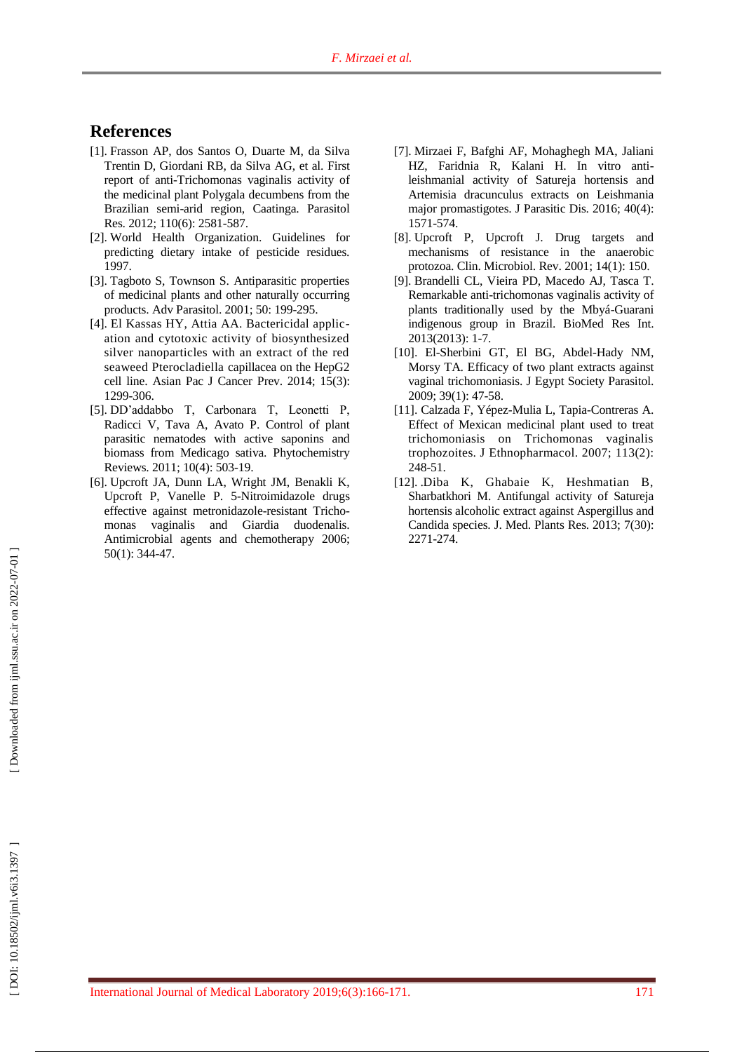# References

[1]. Frasson AP, dos Santos O, Duarte M, da Silva Trentin D, Giordani RB, da Silva AG, et al. First report of anti-Trichomonas vaginalis activity of the medicinal plant Polygala decumbens from the Brazilian semi-arid region, Caatinga. Parasitol Res. 2012; 110(6): 2581-587.

[2]. World Health Organization. Guidelines for predicting dietary intake of pesticide residues. 1997.

[3]. Tagboto S, Townson S. Antiparasitic properties of medicinal plants and other naturally occurring products. Adv Parasitol. 2001; 50: 199-295.

[4]. El Kassas HY, Attia AA. Bactericidal application and cytotoxic activity of biosynthesized silver nanoparticles with an extract of the red seaweed Pterocladiella capillacea on the HepG2 cell line. Asian Pac J Cancer Prev. 2014; 15(3): 1299-306.

[5]. DD'addabbo T, Carbonara T, Leonetti P, Radicci V, Tava A, Avato P. Control of plant parasitic nematodes with active saponins and biomass from Medicago sativa. Phytochemistry Reviews. 2011; 10(4): 503-19.

[6]. Upcroft JA, Dunn LA, Wright JM, Benakli K, Upcroft P, Vanelle P. 5-Nitroimidazole drugs effective against metronidazole-resistant Trichomonas vaginalis and Giardia duodenalis. Antimicrobial agents and chemotherapy 2006; 50(1): 344-47.

[7]. Mirzaei F, Bafghi AF, Mohaghegh MA, Jaliani HZ, Faridnia R, Kalani H. In vitro anti-leishmanial activity of Satureja hortensis and Artemisia dracunculus extracts on Leishmania major promastigotes. J Parasitic Dis. 2016; 40(4): 1571-574.

[8]. Upcroft P, Upcroft J. Drug targets and mechanisms of resistance in the anaerobic protozoa. Clin. Microbiol. Rev. 2001; 14(1): 150.

[9]. Brandelli CL, Vieira PD, Macedo AJ, Tasca T. Remarkable anti-trichomonas vaginalis activity of plants traditionally used by the Mbyá-Guarani indigenous group in Brazil. BioMed Res Int. 2013(2013): 1-7.

[10]. El-Sherbini GT, El BG, Abdel-Hady NM, Morsy TA. Efficacy of two plant extracts against vaginal trichomoniasis. J Egypt Society Parasitol. 2009; 39(1): 47-58.

[11]. Calzada F, Yépez-Mulia L, Tapia-Contreras A. Effect of Mexican medicinal plant used to treat trichomoniasis on Trichomonas vaginalis trophozoites. J Ethnopharmacol. 2007; 113(2): 248-51.

[12]. .Diba K, Ghabaie K, Heshmatian B, Sharbatkhori M. Antifungal activity of Satureja hortensis alcoholic extract against Aspergillus and Candida species. J. Med. Plants Res. 2013; 7(30): 2271-274.